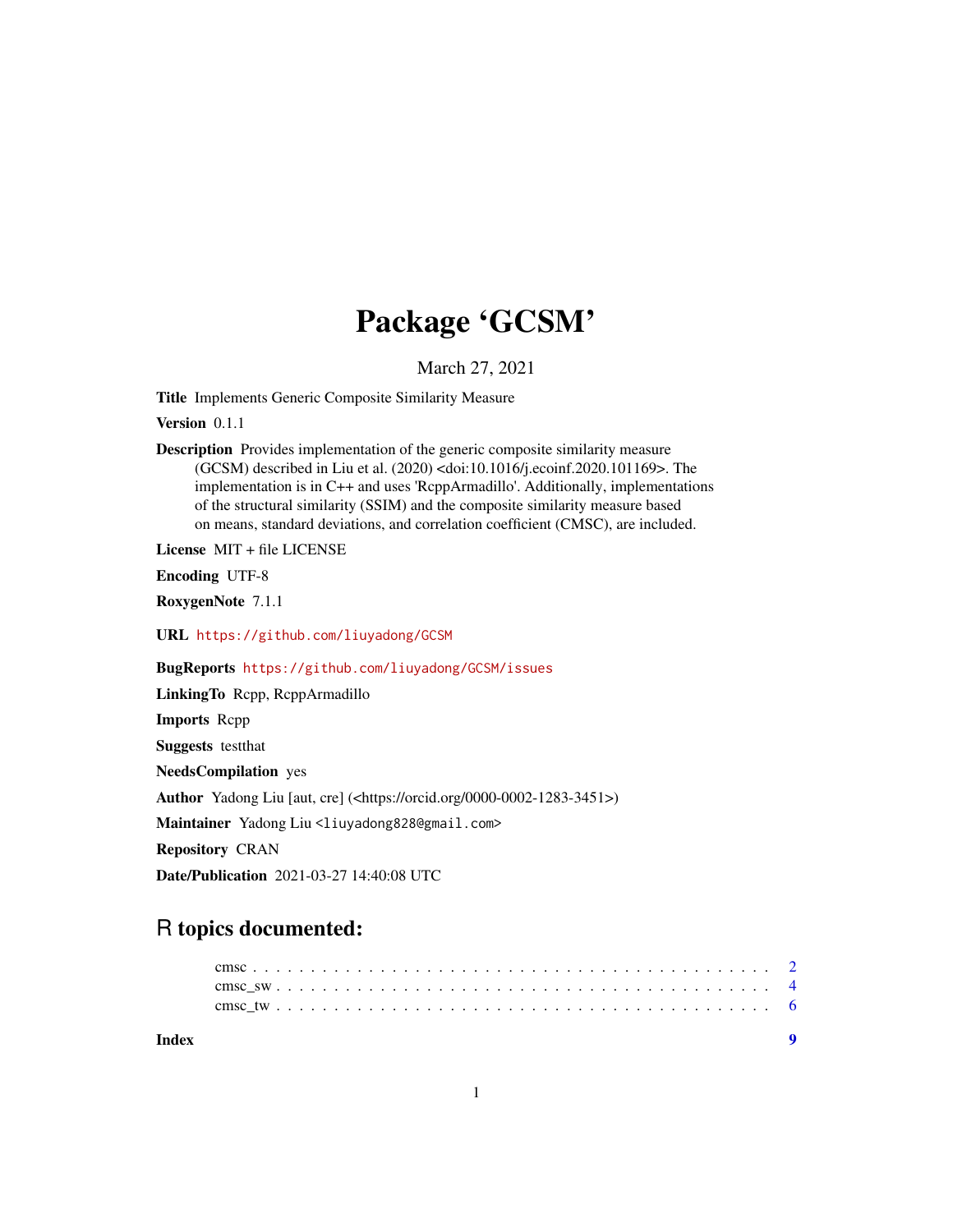# Package 'GCSM'

March 27, 2021

**Title** Implements Generic Composite Similarity Measure

**Version** 0.1.1

**Description** Provides implementation of the generic composite similarity measure (GCSM) described in Liu et al. (2020) <doi:10.1016/j.ecoinf.2020.101169>. The implementation is in C++ and uses 'RcppArmadillo'. Additionally, implementations of the structural similarity (SSIM) and the composite similarity measure based on means, standard deviations, and correlation coefficient (CMSC), are included.

**License** MIT + file LICENSE

**Encoding** UTF-8

**RoxygenNote** 7.1.1

**URL** https://github.com/liuyadong/GCSM

**BugReports** https://github.com/liuyadong/GCSM/issues

**LinkingTo** Rcpp, RcppArmadillo

**Imports** Rcpp

**Suggests** testthat

**NeedsCompilation** yes

**Author** Yadong Liu [aut, cre] (<https://orcid.org/0000-0002-1283-3451>)

**Maintainer** Yadong Liu <liuyadong828@gmail.com>

**Repository** CRAN

**Date/Publication** 2021-03-27 14:40:08 UTC

## R topics documented:

- cmsc . . . . . . . . . . . . . . . . . . . . . . . . . . . . . . . . . . . . . . . . . . 2
- cmsc_sw . . . . . . . . . . . . . . . . . . . . . . . . . . . . . . . . . . . . . . . 4
- cmsc_tw . . . . . . . . . . . . . . . . . . . . . . . . . . . . . . . . . . . . . . . 6

**Index** 9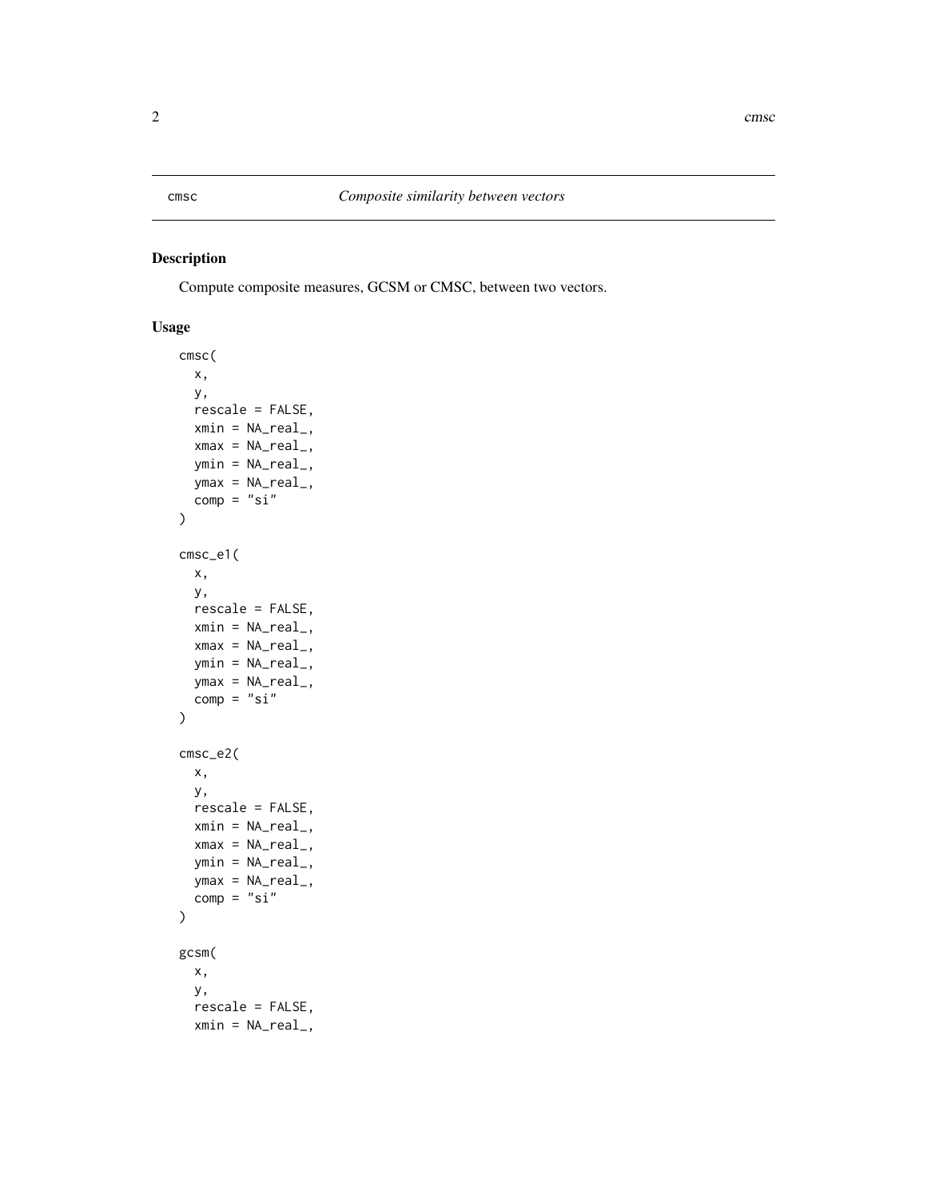cmsc — *Composite similarity between vectors*

## Description

Compute composite measures, GCSM or CMSC, between two vectors.

## Usage

```
cmsc(
  x,
  y,
  rescale = FALSE,
  xmin = NA_real_,
  xmax = NA_real_,
  ymin = NA_real_,
  ymax = NA_real_,
  comp = "si"
)

cmsc_e1(
  x,
  y,
  rescale = FALSE,
  xmin = NA_real_,
  xmax = NA_real_,
  ymin = NA_real_,
  ymax = NA_real_,
  comp = "si"
)

cmsc_e2(
  x,
  y,
  rescale = FALSE,
  xmin = NA_real_,
  xmax = NA_real_,
  ymin = NA_real_,
  ymax = NA_real_,
  comp = "si"
)

gcsm(
  x,
  y,
  rescale = FALSE,
  xmin = NA_real_,
```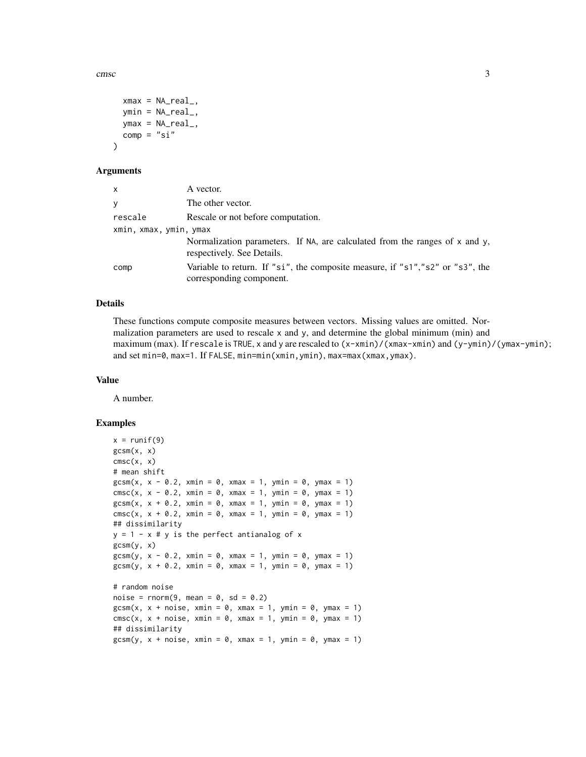```
  xmax = NA_real_,
  ymin = NA_real_,
  ymax = NA_real_,
  comp = "si"
)
```

## Arguments

| | |
|---|---|
| x | A vector. |
| y | The other vector. |
| rescale | Rescale or not before computation. |
| xmin, xmax, ymin, ymax | Normalization parameters. If NA, are calculated from the ranges of x and y, respectively. See Details. |
| comp | Variable to return. If "si", the composite measure, if "s1","s2" or "s3", the corresponding component. |

## Details

These functions compute composite measures between vectors. Missing values are omitted. Normalization parameters are used to rescale x and y, and determine the global minimum (min) and maximum (max). If `rescale` is `TRUE`, x and y are rescaled to `(x-xmin)/(xmax-xmin)` and `(y-ymin)/(ymax-ymin)`; and set `min=0`, `max=1`. If `FALSE`, `min=min(xmin,ymin)`, `max=max(xmax,ymax)`.

## Value

A number.

## Examples

```
x = runif(9)
gcsm(x, x)
cmsc(x, x)
# mean shift
gcsm(x, x - 0.2, xmin = 0, xmax = 1, ymin = 0, ymax = 1)
cmsc(x, x - 0.2, xmin = 0, xmax = 1, ymin = 0, ymax = 1)
gcsm(x, x + 0.2, xmin = 0, xmax = 1, ymin = 0, ymax = 1)
cmsc(x, x + 0.2, xmin = 0, xmax = 1, ymin = 0, ymax = 1)
## dissimilarity
y = 1 - x # y is the perfect antianalog of x
gcsm(y, x)
gcsm(y, x - 0.2, xmin = 0, xmax = 1, ymin = 0, ymax = 1)
gcsm(y, x + 0.2, xmin = 0, xmax = 1, ymin = 0, ymax = 1)

# random noise
noise = rnorm(9, mean = 0, sd = 0.2)
gcsm(x, x + noise, xmin = 0, xmax = 1, ymin = 0, ymax = 1)
cmsc(x, x + noise, xmin = 0, xmax = 1, ymin = 0, ymax = 1)
## dissimilarity
gcsm(y, x + noise, xmin = 0, xmax = 1, ymin = 0, ymax = 1)
```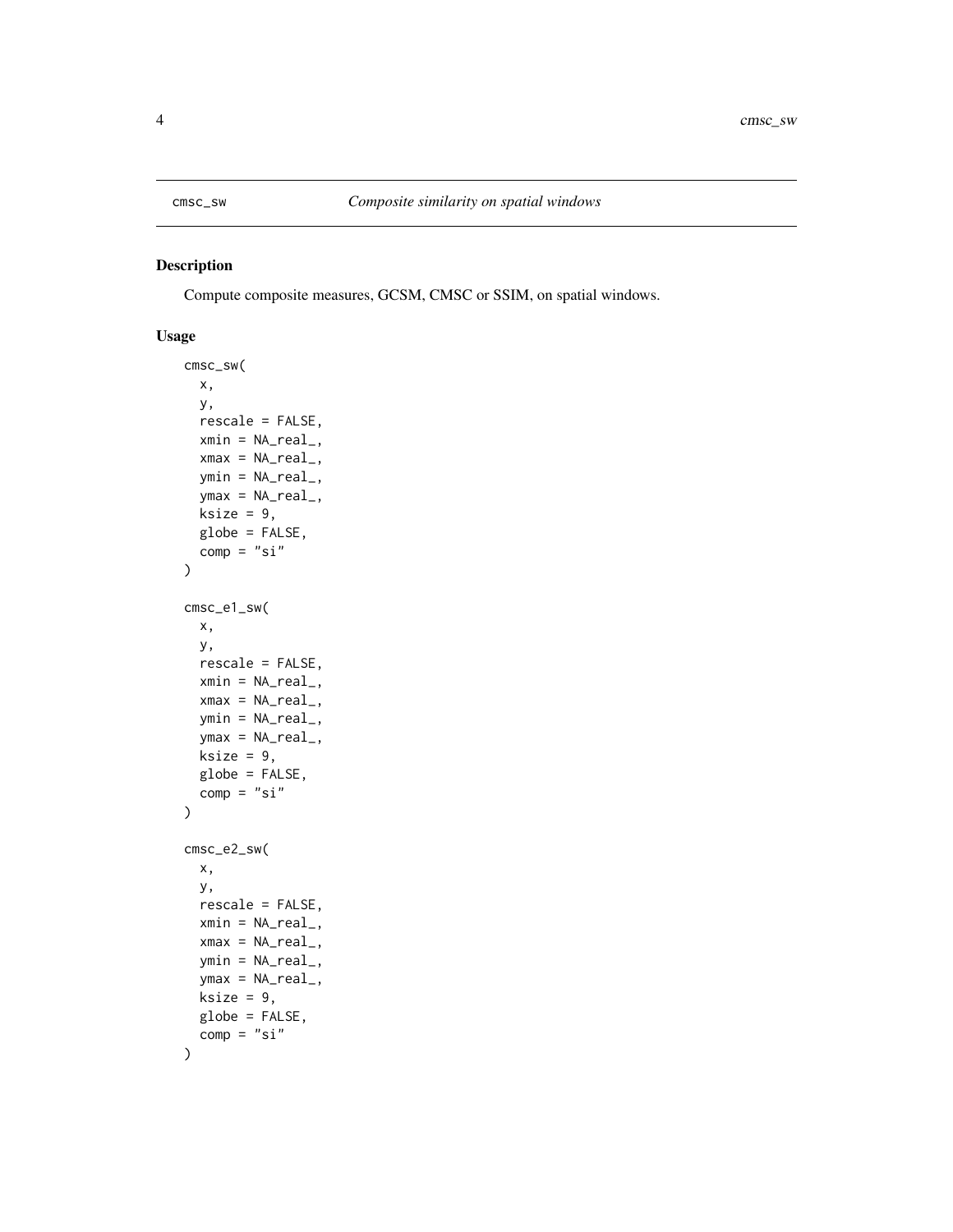cmsc_sw *Composite similarity on spatial windows*

## Description

Compute composite measures, GCSM, CMSC or SSIM, on spatial windows.

## Usage

```
cmsc_sw(
  x,
  y,
  rescale = FALSE,
  xmin = NA_real_,
  xmax = NA_real_,
  ymin = NA_real_,
  ymax = NA_real_,
  ksize = 9,
  globe = FALSE,
  comp = "si"
)

cmsc_e1_sw(
  x,
  y,
  rescale = FALSE,
  xmin = NA_real_,
  xmax = NA_real_,
  ymin = NA_real_,
  ymax = NA_real_,
  ksize = 9,
  globe = FALSE,
  comp = "si"
)

cmsc_e2_sw(
  x,
  y,
  rescale = FALSE,
  xmin = NA_real_,
  xmax = NA_real_,
  ymin = NA_real_,
  ymax = NA_real_,
  ksize = 9,
  globe = FALSE,
  comp = "si"
)
```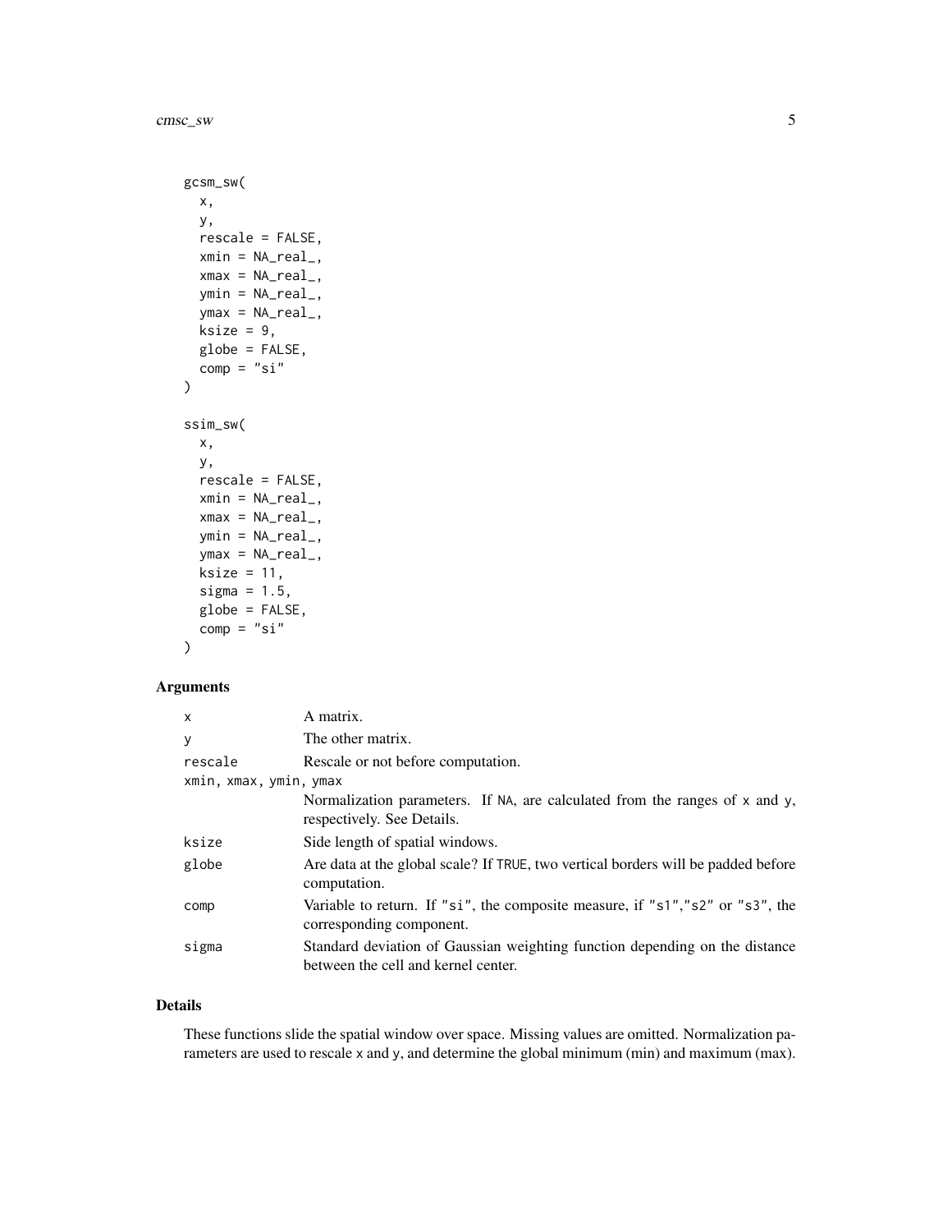```
gcsm_sw(
  x,
  y,
  rescale = FALSE,
  xmin = NA_real_,
  xmax = NA_real_,
  ymin = NA_real_,
  ymax = NA_real_,
  ksize = 9,
  globe = FALSE,
  comp = "si"
)

ssim_sw(
  x,
  y,
  rescale = FALSE,
  xmin = NA_real_,
  xmax = NA_real_,
  ymin = NA_real_,
  ymax = NA_real_,
  ksize = 11,
  sigma = 1.5,
  globe = FALSE,
  comp = "si"
)
```

## Arguments

| | |
|---|---|
| `x` | A matrix. |
| `y` | The other matrix. |
| `rescale` | Rescale or not before computation. |
| `xmin, xmax, ymin, ymax` | Normalization parameters. If `NA`, are calculated from the ranges of `x` and `y`, respectively. See Details. |
| `ksize` | Side length of spatial windows. |
| `globe` | Are data at the global scale? If `TRUE`, two vertical borders will be padded before computation. |
| `comp` | Variable to return. If `"si"`, the composite measure, if `"s1"`,`"s2"` or `"s3"`, the corresponding component. |
| `sigma` | Standard deviation of Gaussian weighting function depending on the distance between the cell and kernel center. |

## Details

These functions slide the spatial window over space. Missing values are omitted. Normalization parameters are used to rescale `x` and `y`, and determine the global minimum (min) and maximum (max).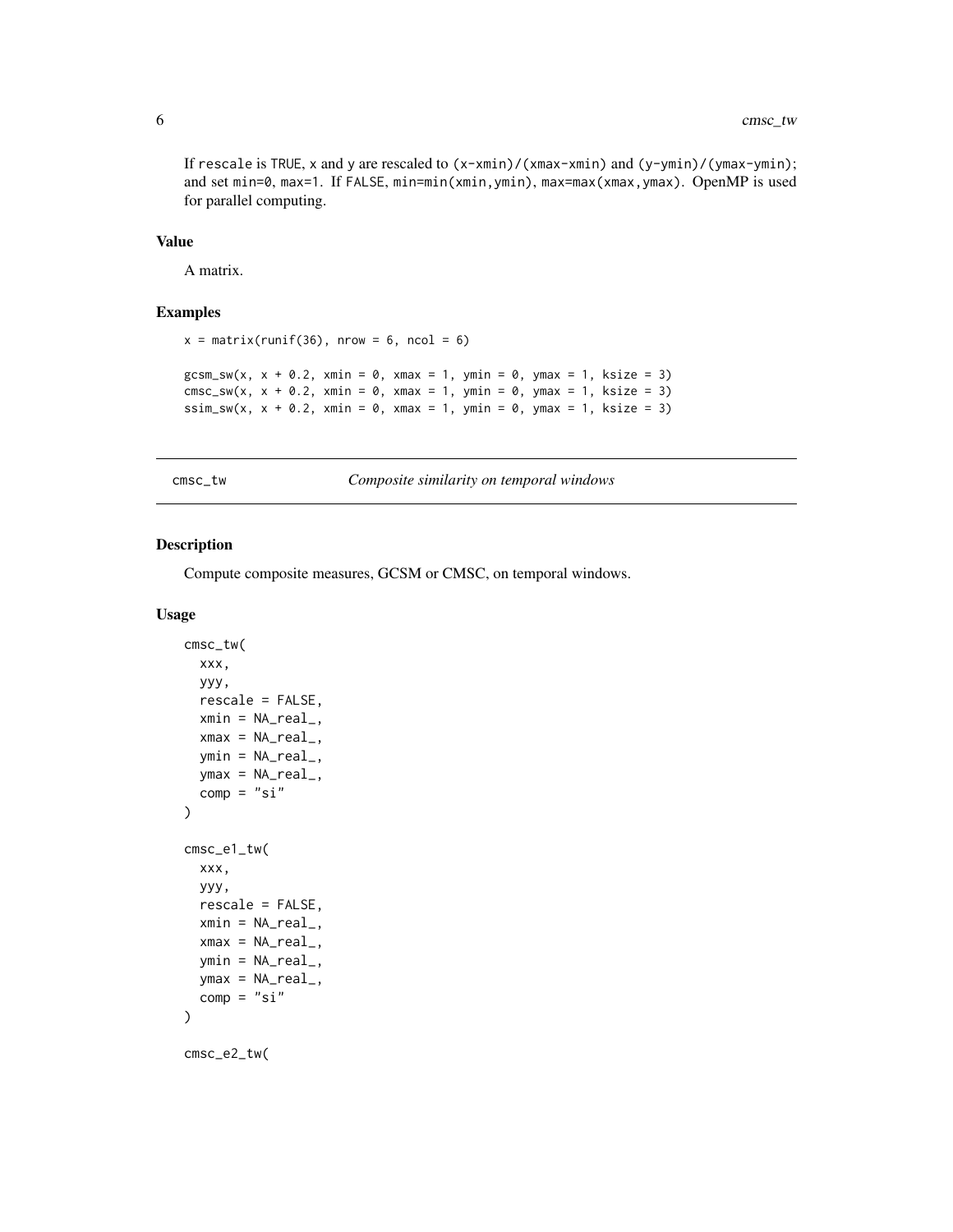If `rescale` is `TRUE`, x and y are rescaled to `(x-xmin)/(xmax-xmin)` and `(y-ymin)/(ymax-ymin)`; and set `min=0`, `max=1`. If `FALSE`, `min=min(xmin,ymin)`, `max=max(xmax,ymax)`. OpenMP is used for parallel computing.

### Value

A matrix.

### Examples

```
x = matrix(runif(36), nrow = 6, ncol = 6)

gcsm_sw(x, x + 0.2, xmin = 0, xmax = 1, ymin = 0, ymax = 1, ksize = 3)
cmsc_sw(x, x + 0.2, xmin = 0, xmax = 1, ymin = 0, ymax = 1, ksize = 3)
ssim_sw(x, x + 0.2, xmin = 0, xmax = 1, ymin = 0, ymax = 1, ksize = 3)
```

---

## cmsc_tw — *Composite similarity on temporal windows*

### Description

Compute composite measures, GCSM or CMSC, on temporal windows.

### Usage

```
cmsc_tw(
  xxx,
  yyy,
  rescale = FALSE,
  xmin = NA_real_,
  xmax = NA_real_,
  ymin = NA_real_,
  ymax = NA_real_,
  comp = "si"
)

cmsc_e1_tw(
  xxx,
  yyy,
  rescale = FALSE,
  xmin = NA_real_,
  xmax = NA_real_,
  ymin = NA_real_,
  ymax = NA_real_,
  comp = "si"
)

cmsc_e2_tw(
```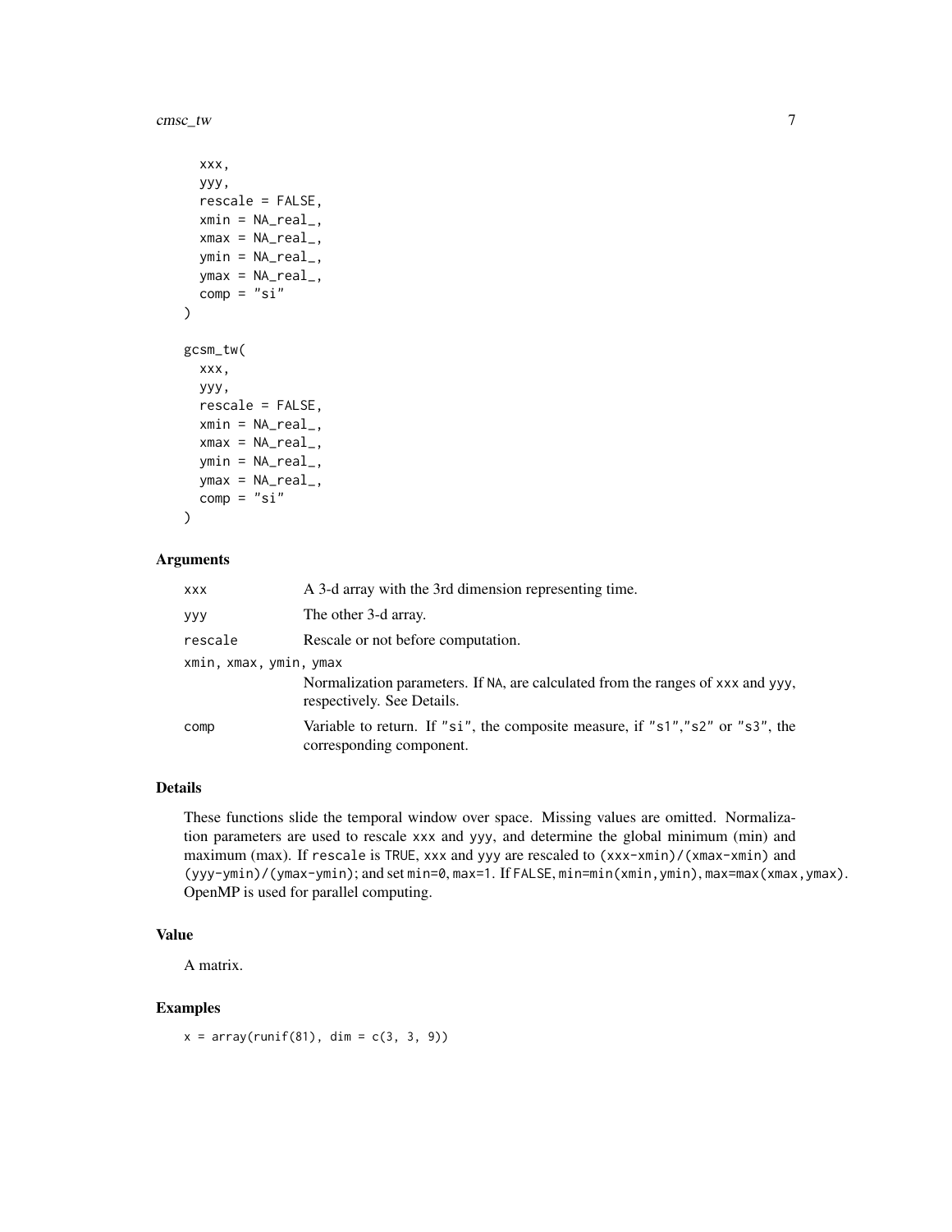```
  xxx,
  yyy,
  rescale = FALSE,
  xmin = NA_real_,
  xmax = NA_real_,
  ymin = NA_real_,
  ymax = NA_real_,
  comp = "si"
)

gcsm_tw(
  xxx,
  yyy,
  rescale = FALSE,
  xmin = NA_real_,
  xmax = NA_real_,
  ymin = NA_real_,
  ymax = NA_real_,
  comp = "si"
)
```

### Arguments

| | |
|---|---|
| `xxx` | A 3-d array with the 3rd dimension representing time. |
| `yyy` | The other 3-d array. |
| `rescale` | Rescale or not before computation. |
| `xmin, xmax, ymin, ymax` | Normalization parameters. If `NA`, are calculated from the ranges of `xxx` and `yyy`, respectively. See Details. |
| `comp` | Variable to return. If `"si"`, the composite measure, if `"s1"`,`"s2"` or `"s3"`, the corresponding component. |

### Details

These functions slide the temporal window over space. Missing values are omitted. Normalization parameters are used to rescale `xxx` and `yyy`, and determine the global minimum (min) and maximum (max). If `rescale` is `TRUE`, `xxx` and `yyy` are rescaled to `(xxx-xmin)/(xmax-xmin)` and `(yyy-ymin)/(ymax-ymin)`; and set `min=0`, `max=1`. If `FALSE`, `min=min(xmin,ymin)`, `max=max(xmax,ymax)`. OpenMP is used for parallel computing.

### Value

A matrix.

### Examples

```
x = array(runif(81), dim = c(3, 3, 9))
```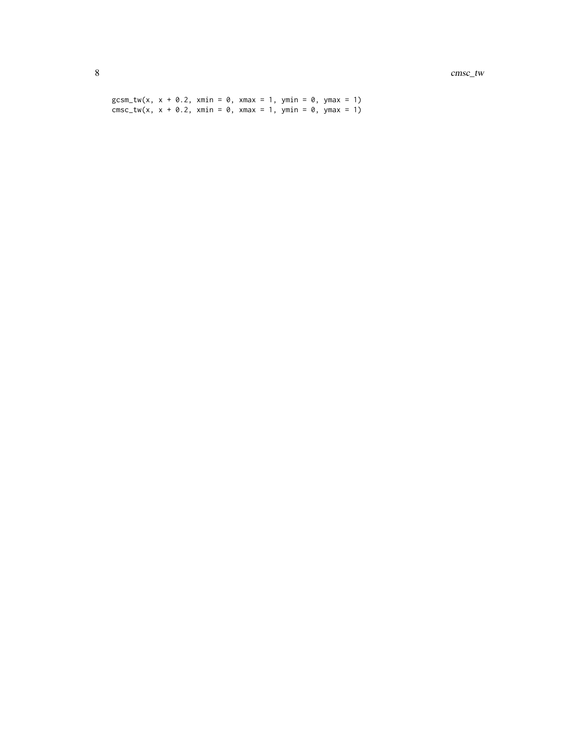```
gcsm_tw(x, x + 0.2, xmin = 0, xmax = 1, ymin = 0, ymax = 1)
cmsc_tw(x, x + 0.2, xmin = 0, xmax = 1, ymin = 0, ymax = 1)
```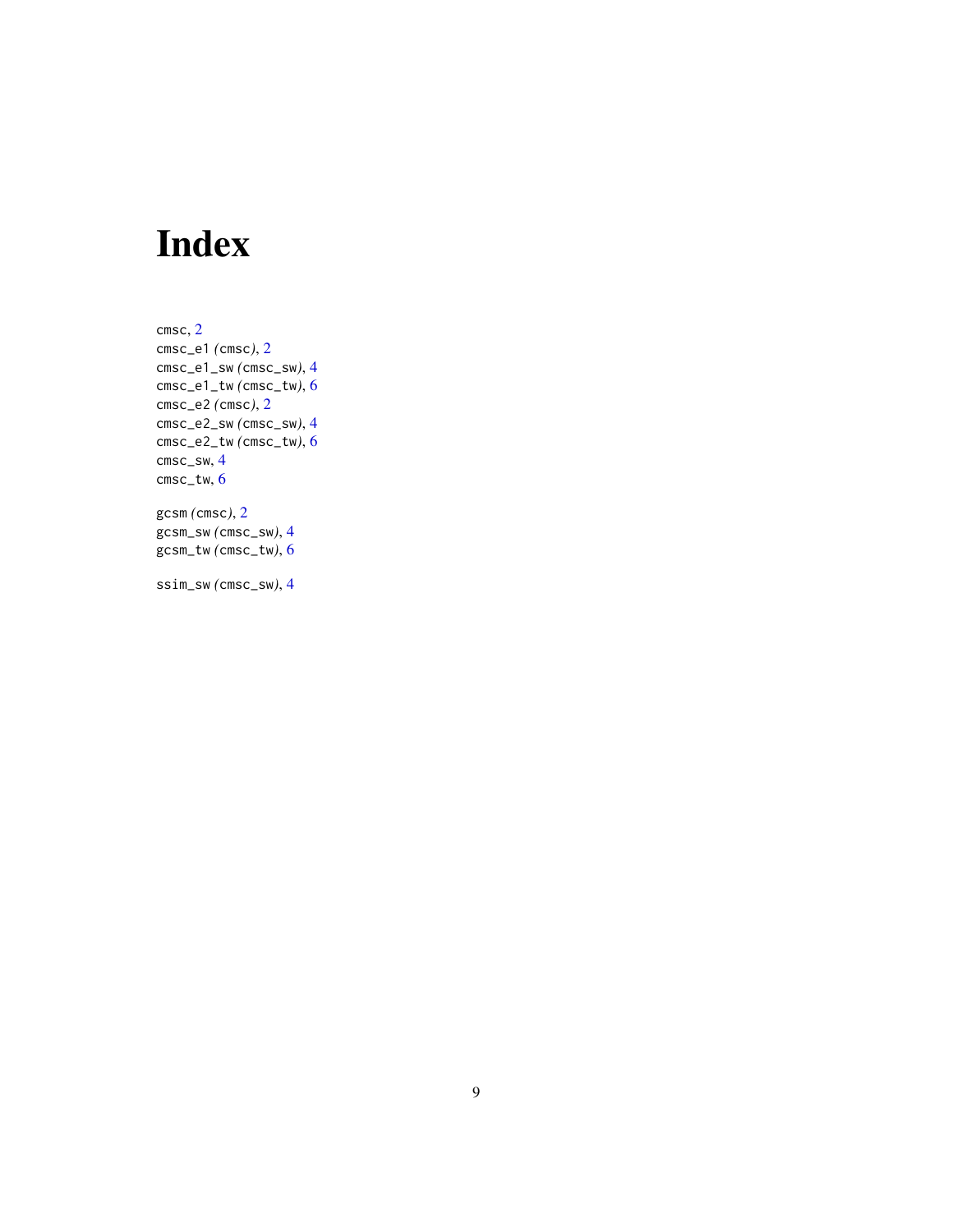# Index

cmsc, 2
cmsc_e1 (cmsc), 2
cmsc_e1_sw (cmsc_sw), 4
cmsc_e1_tw (cmsc_tw), 6
cmsc_e2 (cmsc), 2
cmsc_e2_sw (cmsc_sw), 4
cmsc_e2_tw (cmsc_tw), 6
cmsc_sw, 4
cmsc_tw, 6

gcsm (cmsc), 2
gcsm_sw (cmsc_sw), 4
gcsm_tw (cmsc_tw), 6

ssim_sw (cmsc_sw), 4